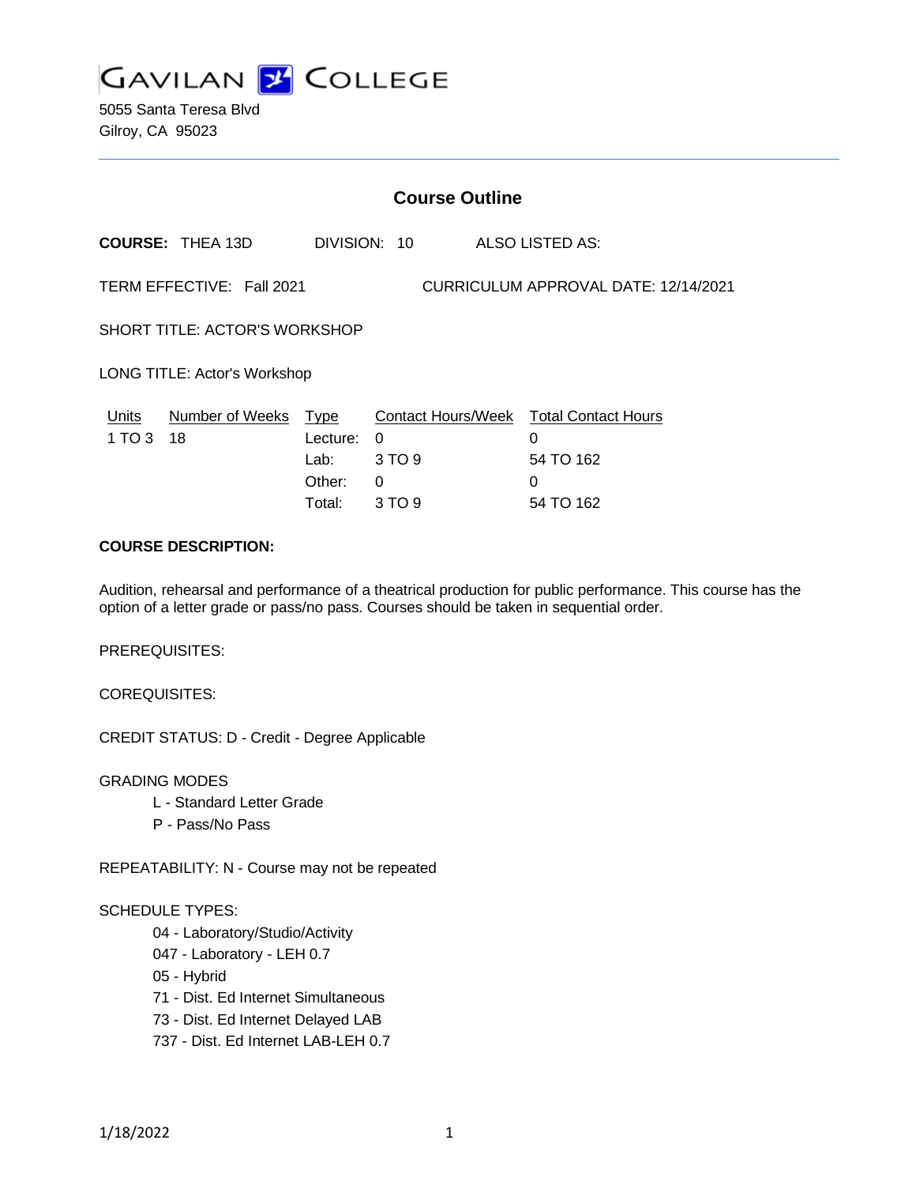GAVILAN COLLEGE

5055 Santa Teresa Blvd
Gilroy, CA 95023

## Course Outline

**COURSE:** THEA 13D DIVISION: 10 ALSO LISTED AS:

TERM EFFECTIVE: Fall 2021 CURRICULUM APPROVAL DATE: 12/14/2021

SHORT TITLE: ACTOR'S WORKSHOP

LONG TITLE: Actor's Workshop

| Units | Number of Weeks | Type | Contact Hours/Week | Total Contact Hours |
|---|---|---|---|---|
| 1 TO 3 | 18 | Lecture: | 0 | 0 |
| | | Lab: | 3 TO 9 | 54 TO 162 |
| | | Other: | 0 | 0 |
| | | Total: | 3 TO 9 | 54 TO 162 |

**COURSE DESCRIPTION:**

Audition, rehearsal and performance of a theatrical production for public performance. This course has the option of a letter grade or pass/no pass. Courses should be taken in sequential order.

PREREQUISITES:

COREQUISITES:

CREDIT STATUS: D - Credit - Degree Applicable

GRADING MODES

- L - Standard Letter Grade
- P - Pass/No Pass

REPEATABILITY: N - Course may not be repeated

SCHEDULE TYPES:

- 04 - Laboratory/Studio/Activity
- 047 - Laboratory - LEH 0.7
- 05 - Hybrid
- 71 - Dist. Ed Internet Simultaneous
- 73 - Dist. Ed Internet Delayed LAB
- 737 - Dist. Ed Internet LAB-LEH 0.7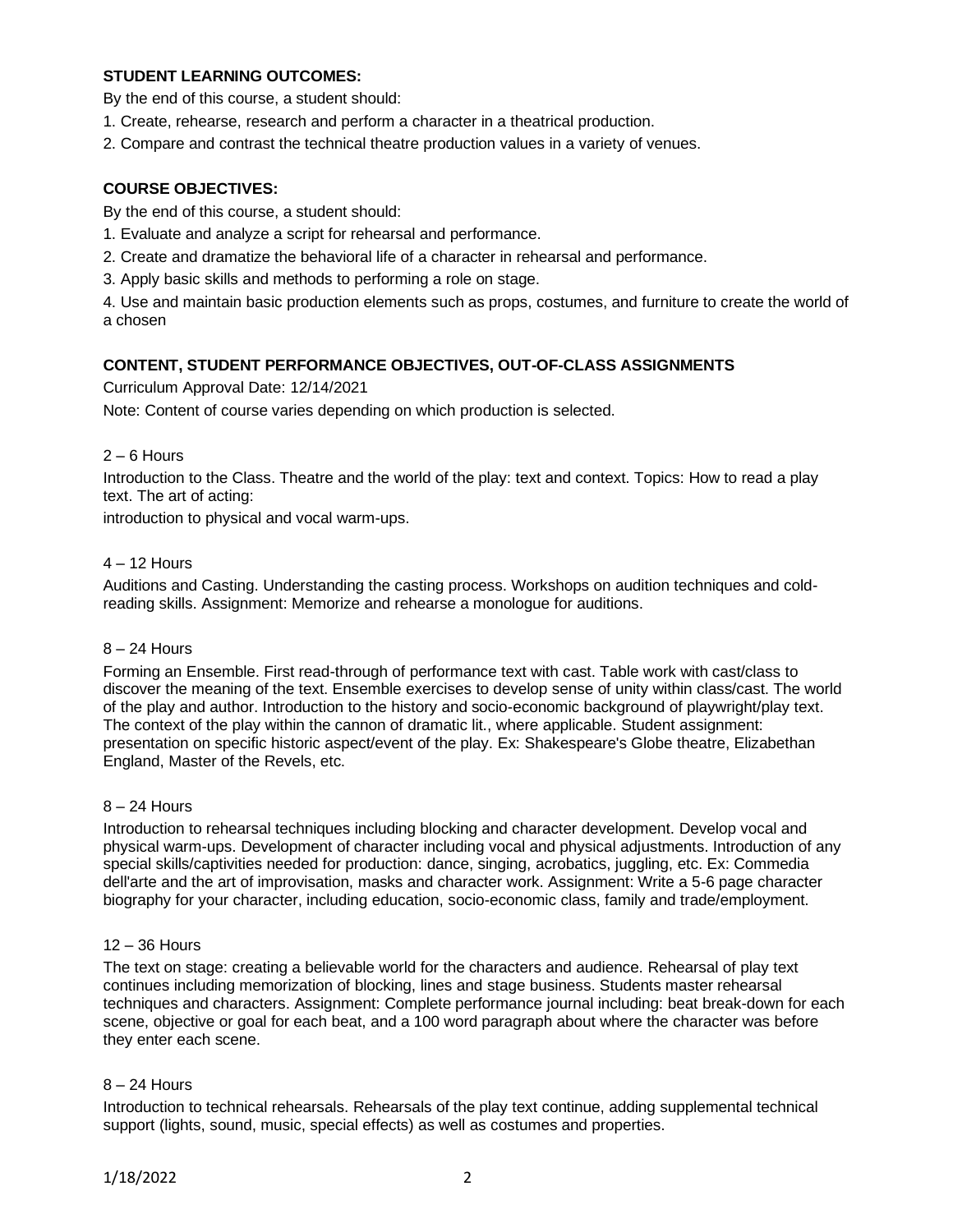**STUDENT LEARNING OUTCOMES:**

By the end of this course, a student should:

1. Create, rehearse, research and perform a character in a theatrical production.
2. Compare and contrast the technical theatre production values in a variety of venues.

**COURSE OBJECTIVES:**

By the end of this course, a student should:

1. Evaluate and analyze a script for rehearsal and performance.
2. Create and dramatize the behavioral life of a character in rehearsal and performance.
3. Apply basic skills and methods to performing a role on stage.
4. Use and maintain basic production elements such as props, costumes, and furniture to create the world of a chosen

**CONTENT, STUDENT PERFORMANCE OBJECTIVES, OUT-OF-CLASS ASSIGNMENTS**

Curriculum Approval Date: 12/14/2021

Note: Content of course varies depending on which production is selected.

2 – 6 Hours

Introduction to the Class. Theatre and the world of the play: text and context. Topics: How to read a play text. The art of acting:
introduction to physical and vocal warm-ups.

4 – 12 Hours

Auditions and Casting. Understanding the casting process. Workshops on audition techniques and cold-reading skills. Assignment: Memorize and rehearse a monologue for auditions.

8 – 24 Hours

Forming an Ensemble. First read-through of performance text with cast. Table work with cast/class to discover the meaning of the text. Ensemble exercises to develop sense of unity within class/cast. The world of the play and author. Introduction to the history and socio-economic background of playwright/play text. The context of the play within the cannon of dramatic lit., where applicable. Student assignment: presentation on specific historic aspect/event of the play. Ex: Shakespeare's Globe theatre, Elizabethan England, Master of the Revels, etc.

8 – 24 Hours

Introduction to rehearsal techniques including blocking and character development. Develop vocal and physical warm-ups. Development of character including vocal and physical adjustments. Introduction of any special skills/captivities needed for production: dance, singing, acrobatics, juggling, etc. Ex: Commedia dell'arte and the art of improvisation, masks and character work. Assignment: Write a 5-6 page character biography for your character, including education, socio-economic class, family and trade/employment.

12 – 36 Hours

The text on stage: creating a believable world for the characters and audience. Rehearsal of play text continues including memorization of blocking, lines and stage business. Students master rehearsal techniques and characters. Assignment: Complete performance journal including: beat break-down for each scene, objective or goal for each beat, and a 100 word paragraph about where the character was before they enter each scene.

8 – 24 Hours

Introduction to technical rehearsals. Rehearsals of the play text continue, adding supplemental technical support (lights, sound, music, special effects) as well as costumes and properties.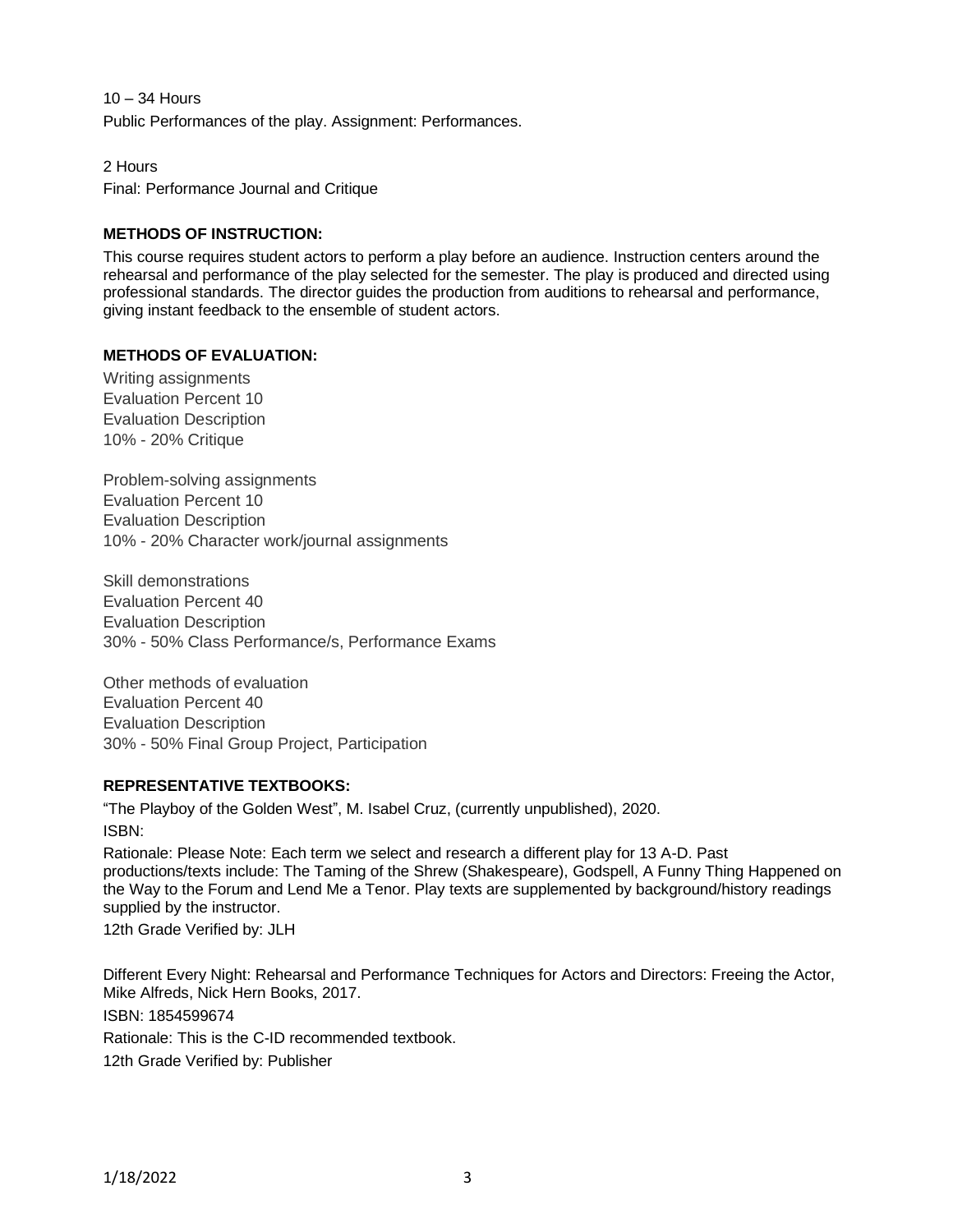10 – 34 Hours

Public Performances of the play. Assignment: Performances.

2 Hours

Final: Performance Journal and Critique

**METHODS OF INSTRUCTION:**

This course requires student actors to perform a play before an audience. Instruction centers around the rehearsal and performance of the play selected for the semester. The play is produced and directed using professional standards. The director guides the production from auditions to rehearsal and performance, giving instant feedback to the ensemble of student actors.

**METHODS OF EVALUATION:**

Writing assignments
Evaluation Percent 10
Evaluation Description
10% - 20% Critique

Problem-solving assignments
Evaluation Percent 10
Evaluation Description
10% - 20% Character work/journal assignments

Skill demonstrations
Evaluation Percent 40
Evaluation Description
30% - 50% Class Performance/s, Performance Exams

Other methods of evaluation
Evaluation Percent 40
Evaluation Description
30% - 50% Final Group Project, Participation

**REPRESENTATIVE TEXTBOOKS:**

"The Playboy of the Golden West", M. Isabel Cruz, (currently unpublished), 2020.
ISBN:
Rationale: Please Note: Each term we select and research a different play for 13 A-D. Past productions/texts include: The Taming of the Shrew (Shakespeare), Godspell, A Funny Thing Happened on the Way to the Forum and Lend Me a Tenor. Play texts are supplemented by background/history readings supplied by the instructor.
12th Grade Verified by: JLH

Different Every Night: Rehearsal and Performance Techniques for Actors and Directors: Freeing the Actor, Mike Alfreds, Nick Hern Books, 2017.
ISBN: 1854599674
Rationale: This is the C-ID recommended textbook.
12th Grade Verified by: Publisher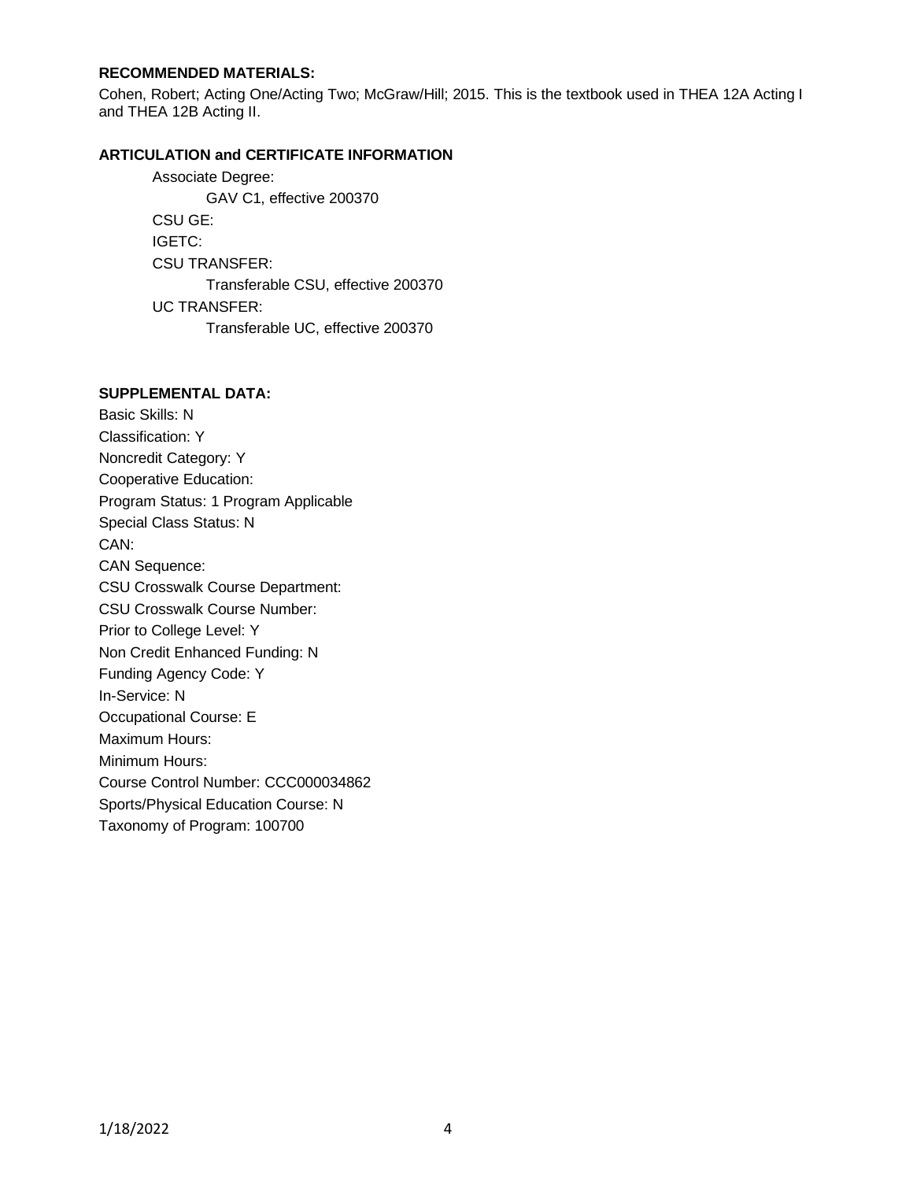**RECOMMENDED MATERIALS:**

Cohen, Robert; Acting One/Acting Two; McGraw/Hill; 2015. This is the textbook used in THEA 12A Acting I and THEA 12B Acting II.

**ARTICULATION and CERTIFICATE INFORMATION**

Associate Degree:
GAV C1, effective 200370
CSU GE:
IGETC:
CSU TRANSFER:
Transferable CSU, effective 200370
UC TRANSFER:
Transferable UC, effective 200370

**SUPPLEMENTAL DATA:**

Basic Skills: N
Classification: Y
Noncredit Category: Y
Cooperative Education:
Program Status: 1 Program Applicable
Special Class Status: N
CAN:
CAN Sequence:
CSU Crosswalk Course Department:
CSU Crosswalk Course Number:
Prior to College Level: Y
Non Credit Enhanced Funding: N
Funding Agency Code: Y
In-Service: N
Occupational Course: E
Maximum Hours:
Minimum Hours:
Course Control Number: CCC000034862
Sports/Physical Education Course: N
Taxonomy of Program: 100700